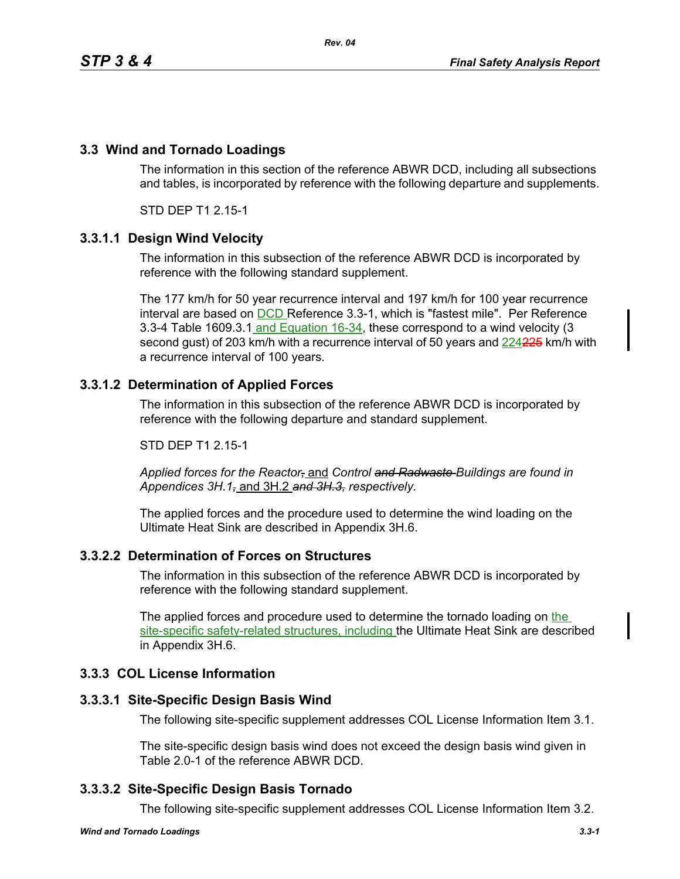## 3.3 Wind and Tornado Loadings

The information in this section of the reference ABWR DCD, including all subsections and tables, is incorporated by reference with the following departure and supplements.

STD DEP T1 2.15-1

### 3.3.1.1 Design Wind Velocity

The information in this subsection of the reference ABWR DCD is incorporated by reference with the following standard supplement.

The 177 km/h for 50 year recurrence interval and 197 km/h for 100 year recurrence interval are based on DCD Reference 3.3-1, which is "fastest mile". Per Reference 3.3-4 Table 1609.3.1 and Equation 16-34, these correspond to a wind velocity (3 second gust) of 203 km/h with a recurrence interval of 50 years and 224~~225~~ km/h with a recurrence interval of 100 years.

### 3.3.1.2 Determination of Applied Forces

The information in this subsection of the reference ABWR DCD is incorporated by reference with the following departure and standard supplement.

STD DEP T1 2.15-1

*Applied forces for the Reactor~~,~~ and Control ~~and Radwaste~~ Buildings are found in Appendices 3H.1~~,~~ and 3H.2 ~~and 3H.3,~~ respectively.*

The applied forces and the procedure used to determine the wind loading on the Ultimate Heat Sink are described in Appendix 3H.6.

### 3.3.2.2 Determination of Forces on Structures

The information in this subsection of the reference ABWR DCD is incorporated by reference with the following standard supplement.

The applied forces and procedure used to determine the tornado loading on the site-specific safety-related structures, including the Ultimate Heat Sink are described in Appendix 3H.6.

## 3.3.3 COL License Information

### 3.3.3.1 Site-Specific Design Basis Wind

The following site-specific supplement addresses COL License Information Item 3.1.

The site-specific design basis wind does not exceed the design basis wind given in Table 2.0-1 of the reference ABWR DCD.

### 3.3.3.2 Site-Specific Design Basis Tornado

The following site-specific supplement addresses COL License Information Item 3.2.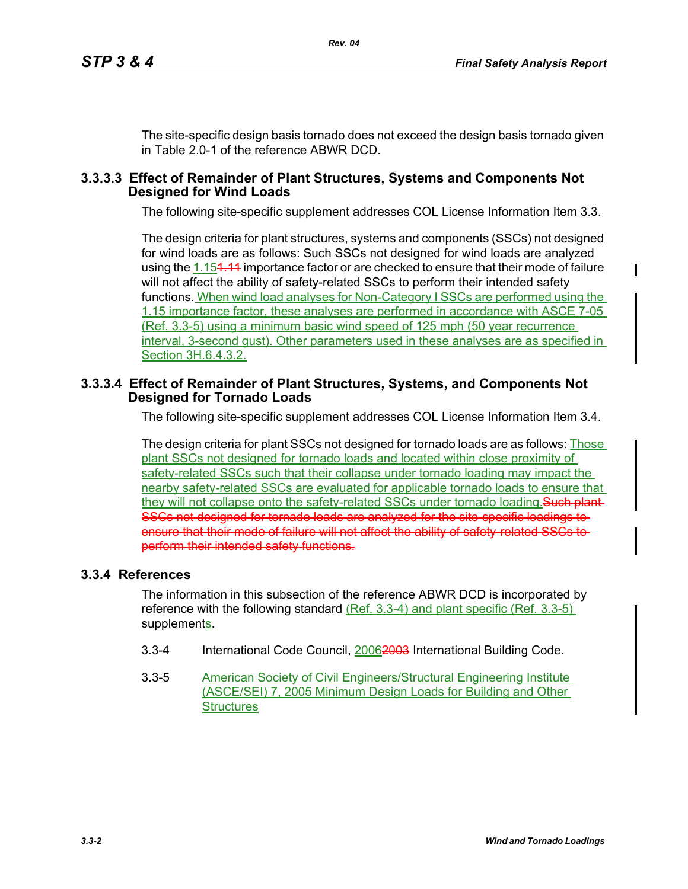The site-specific design basis tornado does not exceed the design basis tornado given in Table 2.0-1 of the reference ABWR DCD.

### 3.3.3.3 Effect of Remainder of Plant Structures, Systems and Components Not Designed for Wind Loads

The following site-specific supplement addresses COL License Information Item 3.3.

The design criteria for plant structures, systems and components (SSCs) not designed for wind loads are as follows: Such SSCs not designed for wind loads are analyzed using the 1.151.11 importance factor or are checked to ensure that their mode of failure will not affect the ability of safety-related SSCs to perform their intended safety functions. When wind load analyses for Non-Category I SSCs are performed using the 1.15 importance factor, these analyses are performed in accordance with ASCE 7-05 (Ref. 3.3-5) using a minimum basic wind speed of 125 mph (50 year recurrence interval, 3-second gust). Other parameters used in these analyses are as specified in Section 3H.6.4.3.2.

### 3.3.3.4 Effect of Remainder of Plant Structures, Systems, and Components Not Designed for Tornado Loads

The following site-specific supplement addresses COL License Information Item 3.4.

The design criteria for plant SSCs not designed for tornado loads are as follows: Those plant SSCs not designed for tornado loads and located within close proximity of safety-related SSCs such that their collapse under tornado loading may impact the nearby safety-related SSCs are evaluated for applicable tornado loads to ensure that they will not collapse onto the safety-related SSCs under tornado loading.Such plant SSCs not designed for tornado loads are analyzed for the site-specific loadings to ensure that their mode of failure will not affect the ability of safety-related SSCs to perform their intended safety functions.

## 3.3.4 References

The information in this subsection of the reference ABWR DCD is incorporated by reference with the following standard (Ref. 3.3-4) and plant specific (Ref. 3.3-5) supplements.

3.3-4 International Code Council, 20062003 International Building Code.

3.3-5 American Society of Civil Engineers/Structural Engineering Institute (ASCE/SEI) 7, 2005 Minimum Design Loads for Building and Other Structures